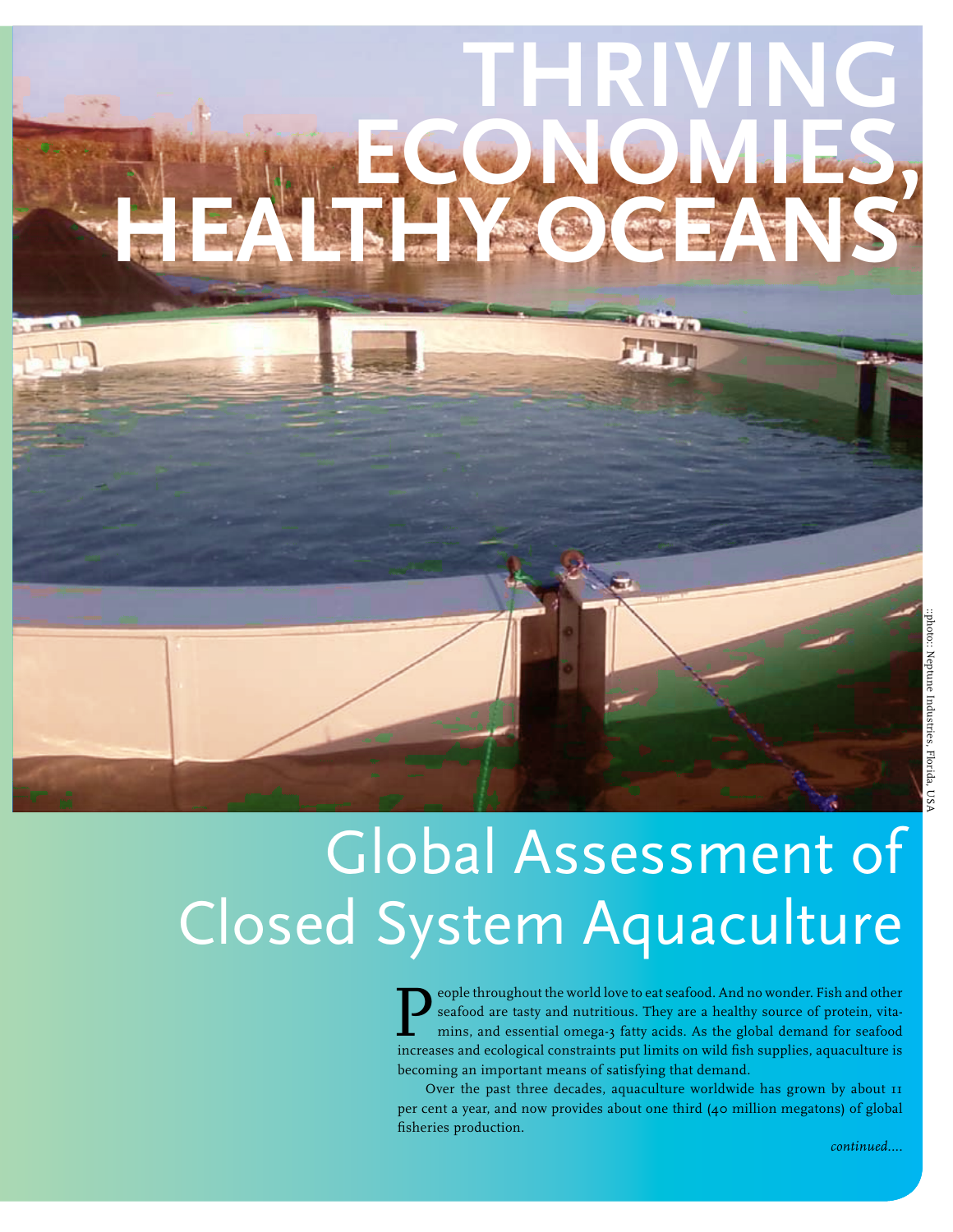# THRIVING ECONOMIES, HEALTHY OCEANS'

::photo: Neptune Industries, Florida, USA

# Global Assessment of Closed System Aquaculture

People throughout the world love to eat seafood. And no wonder. Fish and other seafood are tasty and nutritious. They are a healthy source of protein, vitamins, and essential omega-3 fatty acids. As the global demand for seafood increases and ecological constraints put limits on wild fish supplies, aquaculture is becoming an important means of satisfying that demand.

Over the past three decades, aquaculture worldwide has grown by about 11 per cent a year, and now provides about one third (40 million megatons) of global fisheries production.

*continued....*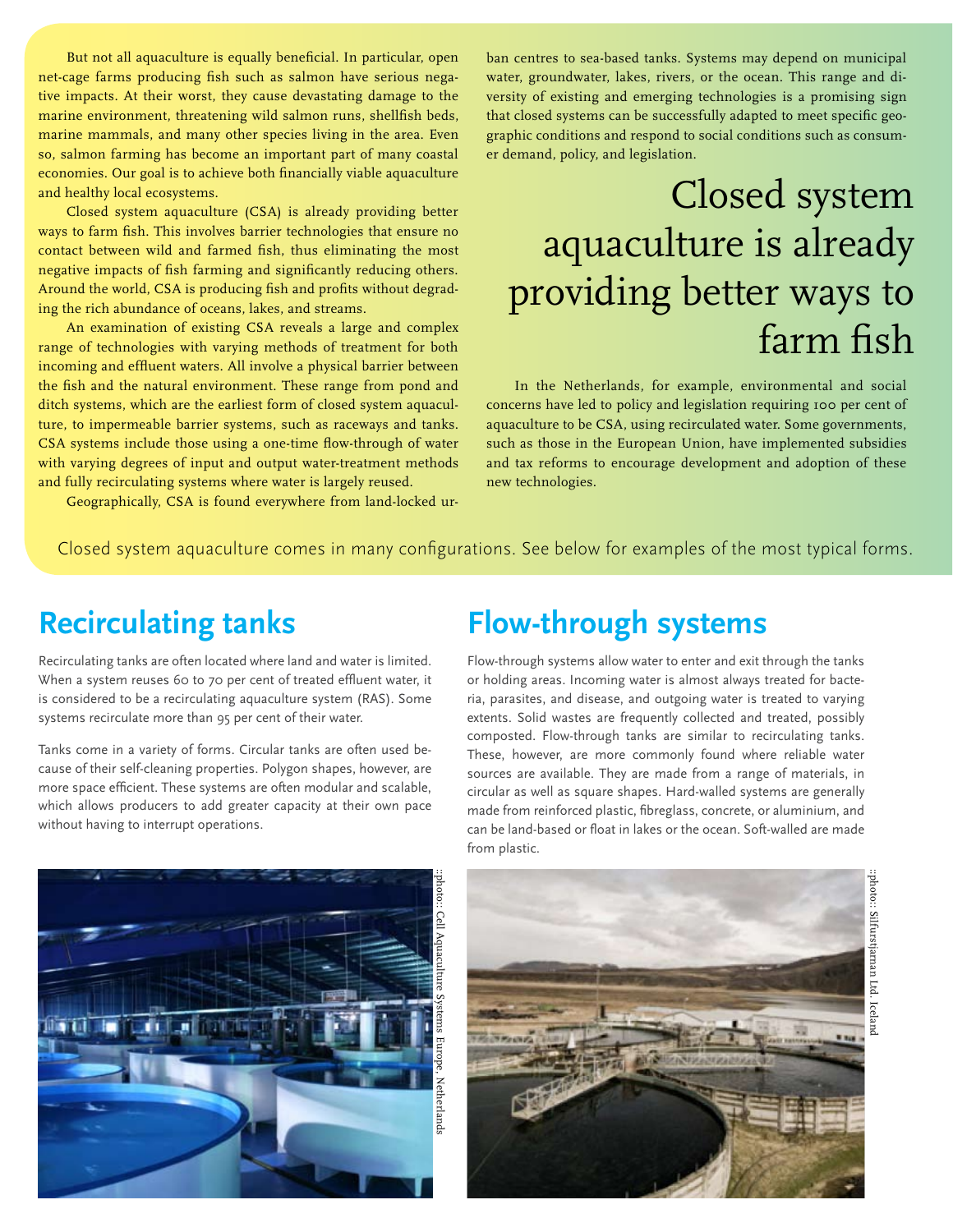But not all aquaculture is equally beneficial. In particular, open net-cage farms producing fish such as salmon have serious negative impacts. At their worst, they cause devastating damage to the marine environment, threatening wild salmon runs, shellfish beds, marine mammals, and many other species living in the area. Even so, salmon farming has become an important part of many coastal economies. Our goal is to achieve both financially viable aquaculture and healthy local ecosystems.

Closed system aquaculture (CSA) is already providing better ways to farm fish. This involves barrier technologies that ensure no contact between wild and farmed fish, thus eliminating the most negative impacts of fish farming and significantly reducing others. Around the world, CSA is producing fish and profits without degrading the rich abundance of oceans, lakes, and streams.

An examination of existing CSA reveals a large and complex range of technologies with varying methods of treatment for both incoming and effluent waters. All involve a physical barrier between the fish and the natural environment. These range from pond and ditch systems, which are the earliest form of closed system aquaculture, to impermeable barrier systems, such as raceways and tanks. CSA systems include those using a one-time flow-through of water with varying degrees of input and output water-treatment methods and fully recirculating systems where water is largely reused.

Geographically, CSA is found everywhere from land-locked urban centres to sea-based tanks. Systems may depend on municipal water, groundwater, lakes, rivers, or the ocean. This range and diversity of existing and emerging technologies is a promising sign that closed systems can be successfully adapted to meet specific geographic conditions and respond to social conditions such as consumer demand, policy, and legislation.

> Closed system aquaculture is already providing better ways to farm fish

In the Netherlands, for example, environmental and social concerns have led to policy and legislation requiring 100 per cent of aquaculture to be CSA, using recirculated water. Some governments, such as those in the European Union, have implemented subsidies and tax reforms to encourage development and adoption of these new technologies.

Closed system aquaculture comes in many configurations. See below for examples of the most typical forms.

## Recirculating tanks

Recirculating tanks are often located where land and water is limited. When a system reuses 60 to 70 per cent of treated effluent water, it is considered to be a recirculating aquaculture system (RAS). Some systems recirculate more than 95 per cent of their water.

Tanks come in a variety of forms. Circular tanks are often used because of their self-cleaning properties. Polygon shapes, however, are more space efficient. These systems are often modular and scalable, which allows producers to add greater capacity at their own pace without having to interrupt operations.

::photo:: Cell Aquaculture Systems Europe, Netherlands

## Flow-through systems

Flow-through systems allow water to enter and exit through the tanks or holding areas. Incoming water is almost always treated for bacteria, parasites, and disease, and outgoing water is treated to varying extents. Solid wastes are frequently collected and treated, possibly composted. Flow-through tanks are similar to recirculating tanks. These, however, are more commonly found where reliable water sources are available. They are made from a range of materials, in circular as well as square shapes. Hard-walled systems are generally made from reinforced plastic, fibreglass, concrete, or aluminium, and can be land-based or float in lakes or the ocean. Soft-walled are made from plastic.

::photo:: Silfurstjarnan Ltd. Iceland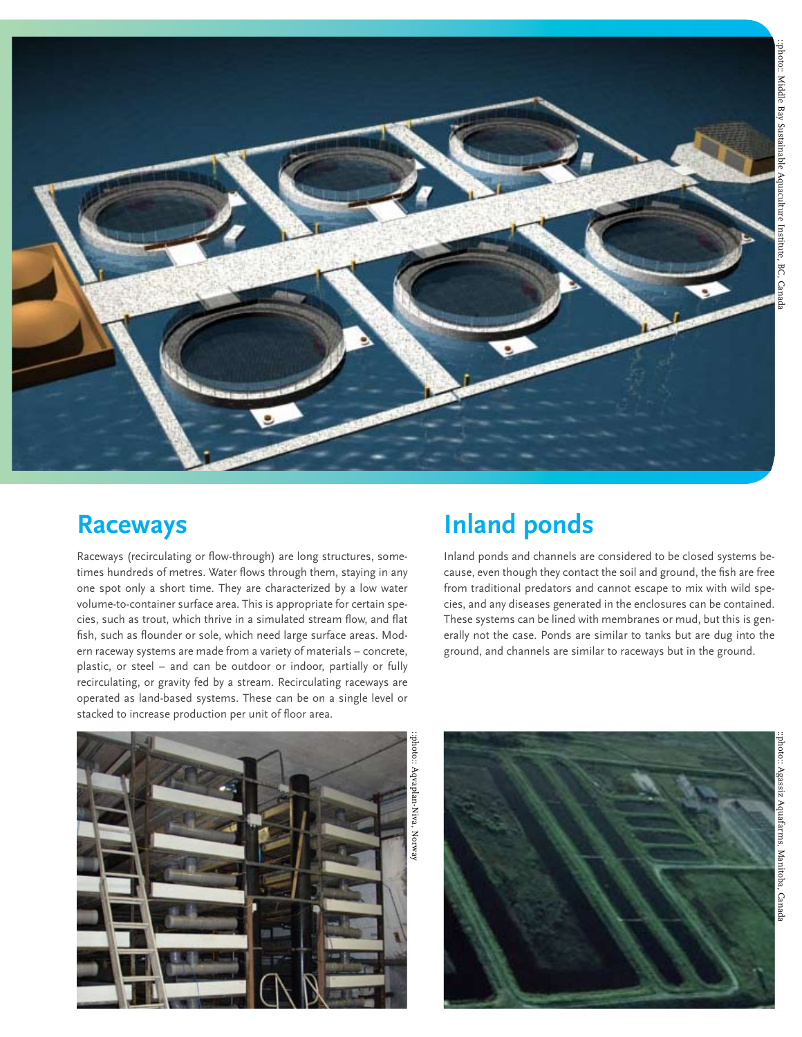::photo:: Middle Bay Sustainable Aquaculture Institute, BC, Canada

## Raceways

Raceways (recirculating or flow-through) are long structures, sometimes hundreds of metres. Water flows through them, staying in any one spot only a short time. They are characterized by a low water volume-to-container surface area. This is appropriate for certain species, such as trout, which thrive in a simulated stream flow, and flat fish, such as flounder or sole, which need large surface areas. Modern raceway systems are made from a variety of materials – concrete, plastic, or steel – and can be outdoor or indoor, partially or fully recirculating, or gravity fed by a stream. Recirculating raceways are operated as land-based systems. These can be on a single level or stacked to increase production per unit of floor area.

::photo:: Aquaplan-Niva, Norway

## Inland ponds

Inland ponds and channels are considered to be closed systems because, even though they contact the soil and ground, the fish are free from traditional predators and cannot escape to mix with wild species, and any diseases generated in the enclosures can be contained. These systems can be lined with membranes or mud, but this is generally not the case. Ponds are similar to tanks but are dug into the ground, and channels are similar to raceways but in the ground.

::photo:: Agassiz Aquafarms, Manitoba, Canada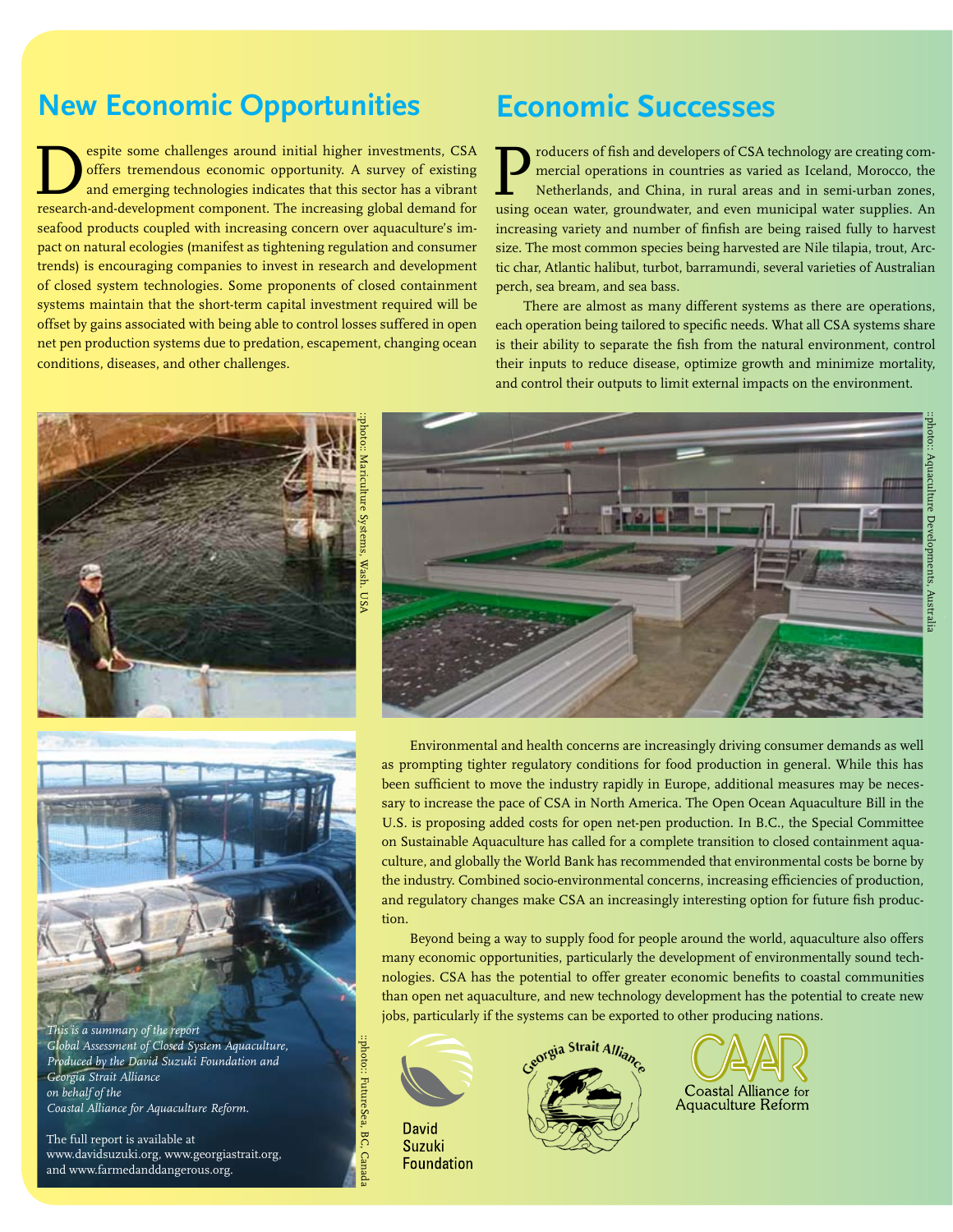## New Economic Opportunities

Despite some challenges around initial higher investments, CSA offers tremendous economic opportunity. A survey of existing and emerging technologies indicates that this sector has a vibrant research-and-development component. The increasing global demand for seafood products coupled with increasing concern over aquaculture's impact on natural ecologies (manifest as tightening regulation and consumer trends) is encouraging companies to invest in research and development of closed system technologies. Some proponents of closed containment systems maintain that the short-term capital investment required will be offset by gains associated with being able to control losses suffered in open net pen production systems due to predation, escapement, changing ocean conditions, diseases, and other challenges.

## Economic Successes

Producers of fish and developers of CSA technology are creating commercial operations in countries as varied as Iceland, Morocco, the Netherlands, and China, in rural areas and in semi-urban zones, using ocean water, groundwater, and even municipal water supplies. An increasing variety and number of finfish are being raised fully to harvest size. The most common species being harvested are Nile tilapia, trout, Arctic char, Atlantic halibut, turbot, barramundi, several varieties of Australian perch, sea bream, and sea bass.

There are almost as many different systems as there are operations, each operation being tailored to specific needs. What all CSA systems share is their ability to separate the fish from the natural environment, control their inputs to reduce disease, optimize growth and minimize mortality, and control their outputs to limit external impacts on the environment.

::photo:: Mariculture Systems, Wash. USA

::photo:: Aquaculture Developments, Australia

Environmental and health concerns are increasingly driving consumer demands as well as prompting tighter regulatory conditions for food production in general. While this has been sufficient to move the industry rapidly in Europe, additional measures may be necessary to increase the pace of CSA in North America. The Open Ocean Aquaculture Bill in the U.S. is proposing added costs for open net-pen production. In B.C., the Special Committee on Sustainable Aquaculture has called for a complete transition to closed containment aquaculture, and globally the World Bank has recommended that environmental costs be borne by the industry. Combined socio-environmental concerns, increasing efficiencies of production, and regulatory changes make CSA an increasingly interesting option for future fish production.

Beyond being a way to supply food for people around the world, aquaculture also offers many economic opportunities, particularly the development of environmentally sound technologies. CSA has the potential to offer greater economic benefits to coastal communities than open net aquaculture, and new technology development has the potential to create new jobs, particularly if the systems can be exported to other producing nations.

*This is a summary of the report Global Assessment of Closed System Aquaculture, Produced by the David Suzuki Foundation and Georgia Strait Alliance on behalf of the Coastal Alliance for Aquaculture Reform.*

The full report is available at www.davidsuzuki.org, www.georgiastrait.org, and www.farmedanddangerous.org.

::photo:: FutureSea, BC, Canada

David Suzuki Foundation

Georgia Strait Alliance

CAAR Coastal Alliance for Aquaculture Reform